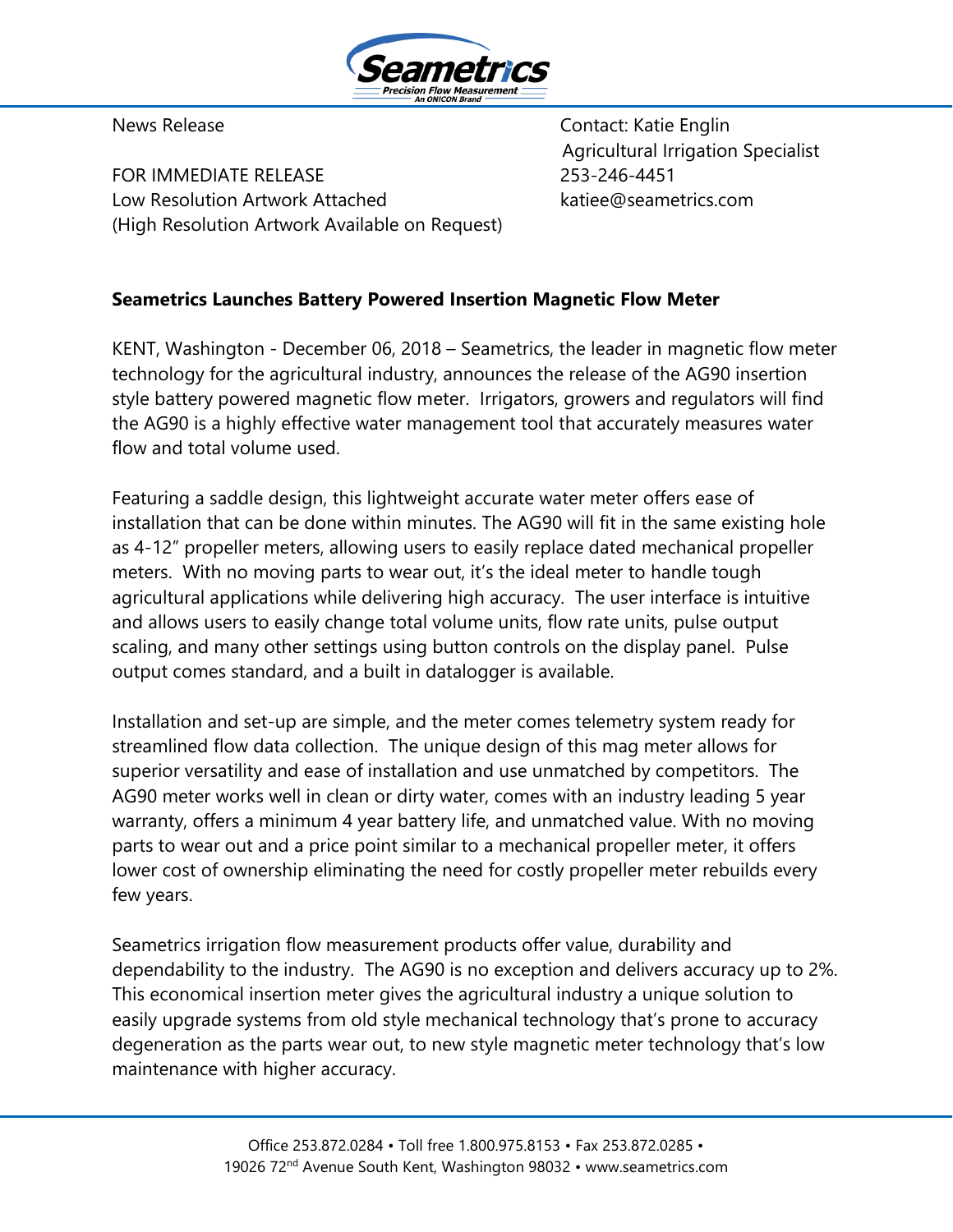News Release

FOR IMMEDIATE RELEASE
Low Resolution Artwork Attached
(High Resolution Artwork Available on Request)

Contact: Katie Englin
Agricultural Irrigation Specialist
253-246-4451
katiee@seametrics.com

**Seametrics Launches Battery Powered Insertion Magnetic Flow Meter**

KENT, Washington - December 06, 2018 – Seametrics, the leader in magnetic flow meter technology for the agricultural industry, announces the release of the AG90 insertion style battery powered magnetic flow meter. Irrigators, growers and regulators will find the AG90 is a highly effective water management tool that accurately measures water flow and total volume used.

Featuring a saddle design, this lightweight accurate water meter offers ease of installation that can be done within minutes. The AG90 will fit in the same existing hole as 4-12" propeller meters, allowing users to easily replace dated mechanical propeller meters. With no moving parts to wear out, it's the ideal meter to handle tough agricultural applications while delivering high accuracy. The user interface is intuitive and allows users to easily change total volume units, flow rate units, pulse output scaling, and many other settings using button controls on the display panel. Pulse output comes standard, and a built in datalogger is available.

Installation and set-up are simple, and the meter comes telemetry system ready for streamlined flow data collection. The unique design of this mag meter allows for superior versatility and ease of installation and use unmatched by competitors. The AG90 meter works well in clean or dirty water, comes with an industry leading 5 year warranty, offers a minimum 4 year battery life, and unmatched value. With no moving parts to wear out and a price point similar to a mechanical propeller meter, it offers lower cost of ownership eliminating the need for costly propeller meter rebuilds every few years.

Seametrics irrigation flow measurement products offer value, durability and dependability to the industry. The AG90 is no exception and delivers accuracy up to 2%. This economical insertion meter gives the agricultural industry a unique solution to easily upgrade systems from old style mechanical technology that's prone to accuracy degeneration as the parts wear out, to new style magnetic meter technology that's low maintenance with higher accuracy.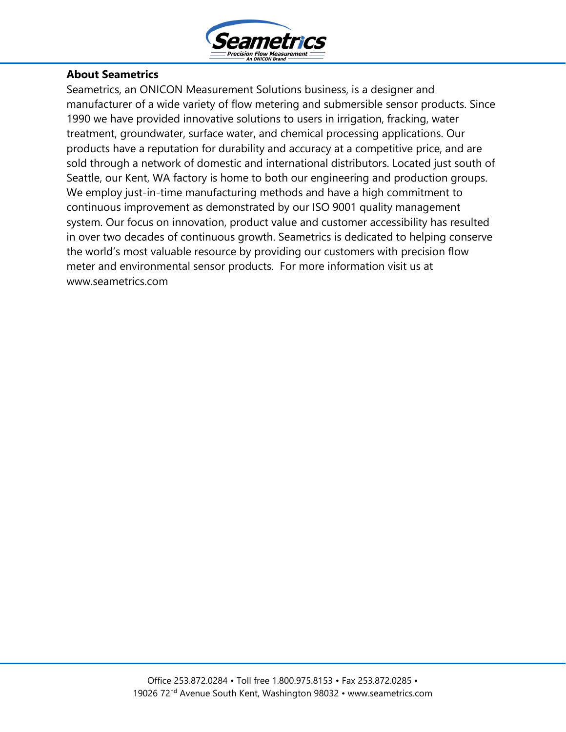## About Seametrics

Seametrics, an ONICON Measurement Solutions business, is a designer and manufacturer of a wide variety of flow metering and submersible sensor products. Since 1990 we have provided innovative solutions to users in irrigation, fracking, water treatment, groundwater, surface water, and chemical processing applications. Our products have a reputation for durability and accuracy at a competitive price, and are sold through a network of domestic and international distributors. Located just south of Seattle, our Kent, WA factory is home to both our engineering and production groups. We employ just-in-time manufacturing methods and have a high commitment to continuous improvement as demonstrated by our ISO 9001 quality management system. Our focus on innovation, product value and customer accessibility has resulted in over two decades of continuous growth. Seametrics is dedicated to helping conserve the world's most valuable resource by providing our customers with precision flow meter and environmental sensor products. For more information visit us at www.seametrics.com